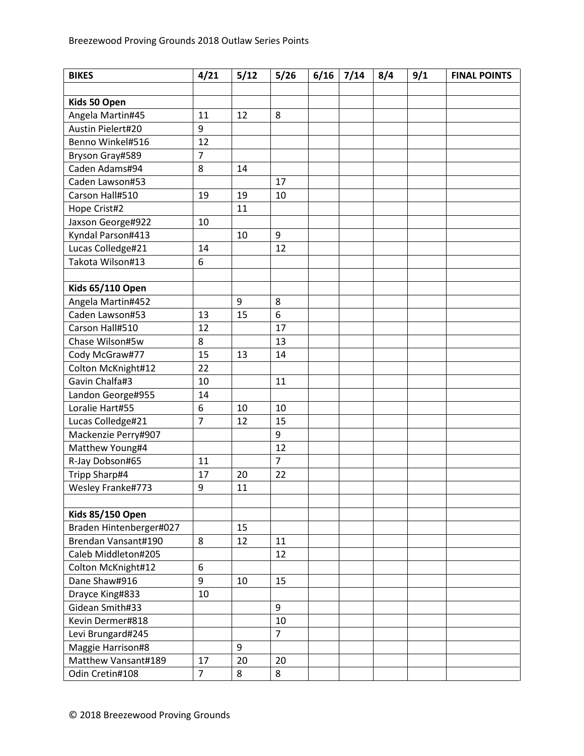Breezewood Proving Grounds 2018 Outlaw Series Points

| BIKES | 4/21 | 5/12 | 5/26 | 6/16 | 7/14 | 8/4 | 9/1 | FINAL POINTS |
|---|---|---|---|---|---|---|---|---|
| | | | | | | | | |
| **Kids 50 Open** | | | | | | | | |
| Angela Martin#45 | 11 | 12 | 8 | | | | | |
| Austin Pielert#20 | 9 | | | | | | | |
| Benno Winkel#516 | 12 | | | | | | | |
| Bryson Gray#589 | 7 | | | | | | | |
| Caden Adams#94 | 8 | 14 | | | | | | |
| Caden Lawson#53 | | | 17 | | | | | |
| Carson Hall#510 | 19 | 19 | 10 | | | | | |
| Hope Crist#2 | | 11 | | | | | | |
| Jaxson George#922 | 10 | | | | | | | |
| Kyndal Parson#413 | | 10 | 9 | | | | | |
| Lucas Colledge#21 | 14 | | 12 | | | | | |
| Takota Wilson#13 | 6 | | | | | | | |
| | | | | | | | | |
| **Kids 65/110 Open** | | | | | | | | |
| Angela Martin#452 | | 9 | 8 | | | | | |
| Caden Lawson#53 | 13 | 15 | 6 | | | | | |
| Carson Hall#510 | 12 | | 17 | | | | | |
| Chase Wilson#5w | 8 | | 13 | | | | | |
| Cody McGraw#77 | 15 | 13 | 14 | | | | | |
| Colton McKnight#12 | 22 | | | | | | | |
| Gavin Chalfa#3 | 10 | | 11 | | | | | |
| Landon George#955 | 14 | | | | | | | |
| Loralie Hart#55 | 6 | 10 | 10 | | | | | |
| Lucas Colledge#21 | 7 | 12 | 15 | | | | | |
| Mackenzie Perry#907 | | | 9 | | | | | |
| Matthew Young#4 | | | 12 | | | | | |
| R-Jay Dobson#65 | 11 | | 7 | | | | | |
| Tripp Sharp#4 | 17 | 20 | 22 | | | | | |
| Wesley Franke#773 | 9 | 11 | | | | | | |
| | | | | | | | | |
| **Kids 85/150 Open** | | | | | | | | |
| Braden Hintenberger#027 | | 15 | | | | | | |
| Brendan Vansant#190 | 8 | 12 | 11 | | | | | |
| Caleb Middleton#205 | | | 12 | | | | | |
| Colton McKnight#12 | 6 | | | | | | | |
| Dane Shaw#916 | 9 | 10 | 15 | | | | | |
| Drayce King#833 | 10 | | | | | | | |
| Gidean Smith#33 | | | 9 | | | | | |
| Kevin Dermer#818 | | | 10 | | | | | |
| Levi Brungard#245 | | | 7 | | | | | |
| Maggie Harrison#8 | | 9 | | | | | | |
| Matthew Vansant#189 | 17 | 20 | 20 | | | | | |
| Odin Cretin#108 | 7 | 8 | 8 | | | | | |

© 2018 Breezewood Proving Grounds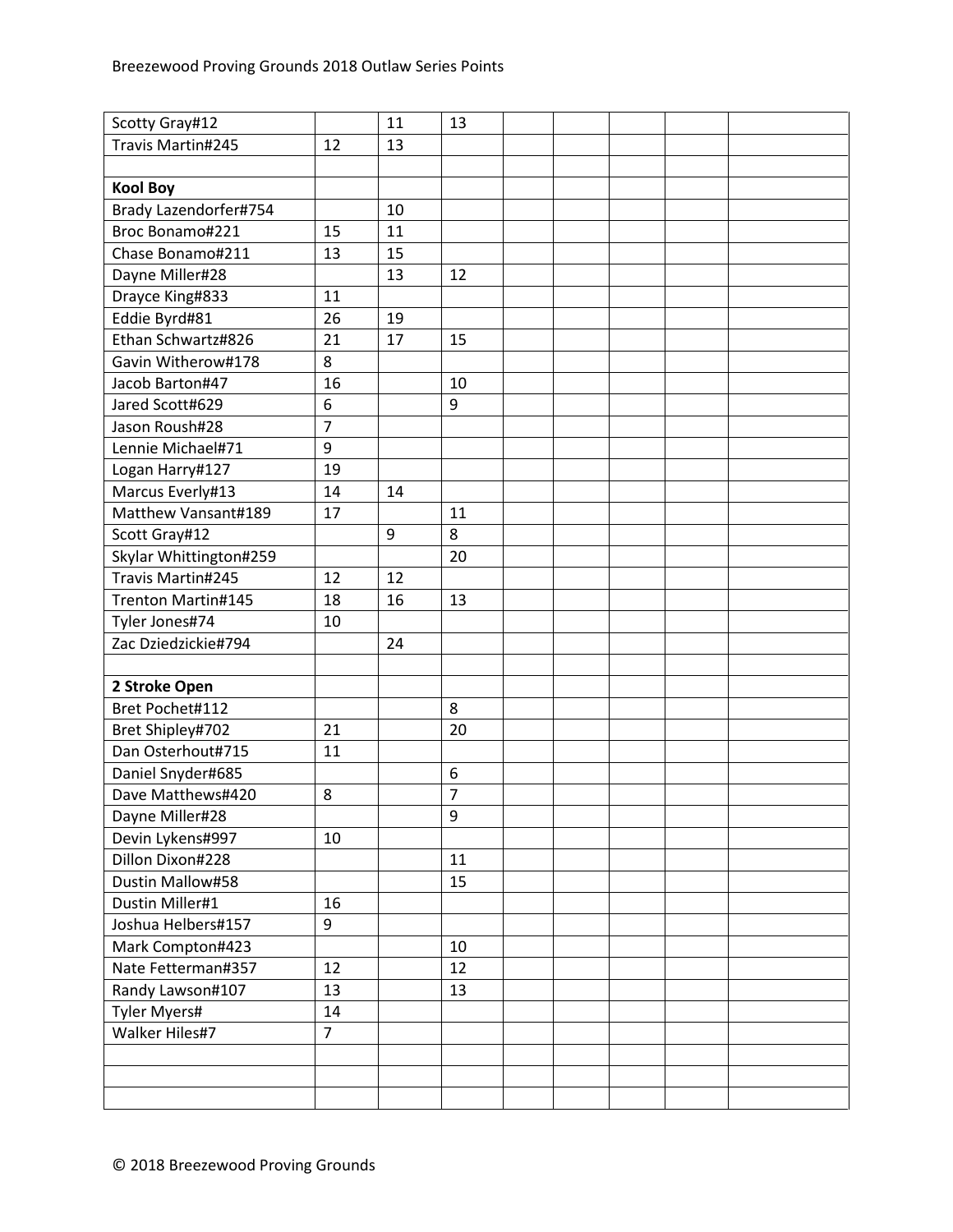| | | | | | | | | |
|---|---|---|---|---|---|---|---|---|
| Scotty Gray#12 | | 11 | 13 | | | | | |
| Travis Martin#245 | 12 | 13 | | | | | | |
| | | | | | | | | |
| **Kool Boy** | | | | | | | | |
| Brady Lazendorfer#754 | | 10 | | | | | | |
| Broc Bonamo#221 | 15 | 11 | | | | | | |
| Chase Bonamo#211 | 13 | 15 | | | | | | |
| Dayne Miller#28 | | 13 | 12 | | | | | |
| Drayce King#833 | 11 | | | | | | | |
| Eddie Byrd#81 | 26 | 19 | | | | | | |
| Ethan Schwartz#826 | 21 | 17 | 15 | | | | | |
| Gavin Witherow#178 | 8 | | | | | | | |
| Jacob Barton#47 | 16 | | 10 | | | | | |
| Jared Scott#629 | 6 | | 9 | | | | | |
| Jason Roush#28 | 7 | | | | | | | |
| Lennie Michael#71 | 9 | | | | | | | |
| Logan Harry#127 | 19 | | | | | | | |
| Marcus Everly#13 | 14 | 14 | | | | | | |
| Matthew Vansant#189 | 17 | | 11 | | | | | |
| Scott Gray#12 | | 9 | 8 | | | | | |
| Skylar Whittington#259 | | | 20 | | | | | |
| Travis Martin#245 | 12 | 12 | | | | | | |
| Trenton Martin#145 | 18 | 16 | 13 | | | | | |
| Tyler Jones#74 | 10 | | | | | | | |
| Zac Dziedzickie#794 | | 24 | | | | | | |
| | | | | | | | | |
| **2 Stroke Open** | | | | | | | | |
| Bret Pochet#112 | | | 8 | | | | | |
| Bret Shipley#702 | 21 | | 20 | | | | | |
| Dan Osterhout#715 | 11 | | | | | | | |
| Daniel Snyder#685 | | | 6 | | | | | |
| Dave Matthews#420 | 8 | | 7 | | | | | |
| Dayne Miller#28 | | | 9 | | | | | |
| Devin Lykens#997 | 10 | | | | | | | |
| Dillon Dixon#228 | | | 11 | | | | | |
| Dustin Mallow#58 | | | 15 | | | | | |
| Dustin Miller#1 | 16 | | | | | | | |
| Joshua Helbers#157 | 9 | | | | | | | |
| Mark Compton#423 | | | 10 | | | | | |
| Nate Fetterman#357 | 12 | | 12 | | | | | |
| Randy Lawson#107 | 13 | | 13 | | | | | |
| Tyler Myers# | 14 | | | | | | | |
| Walker Hiles#7 | 7 | | | | | | | |
| | | | | | | | | |
| | | | | | | | | |
| | | | | | | | | |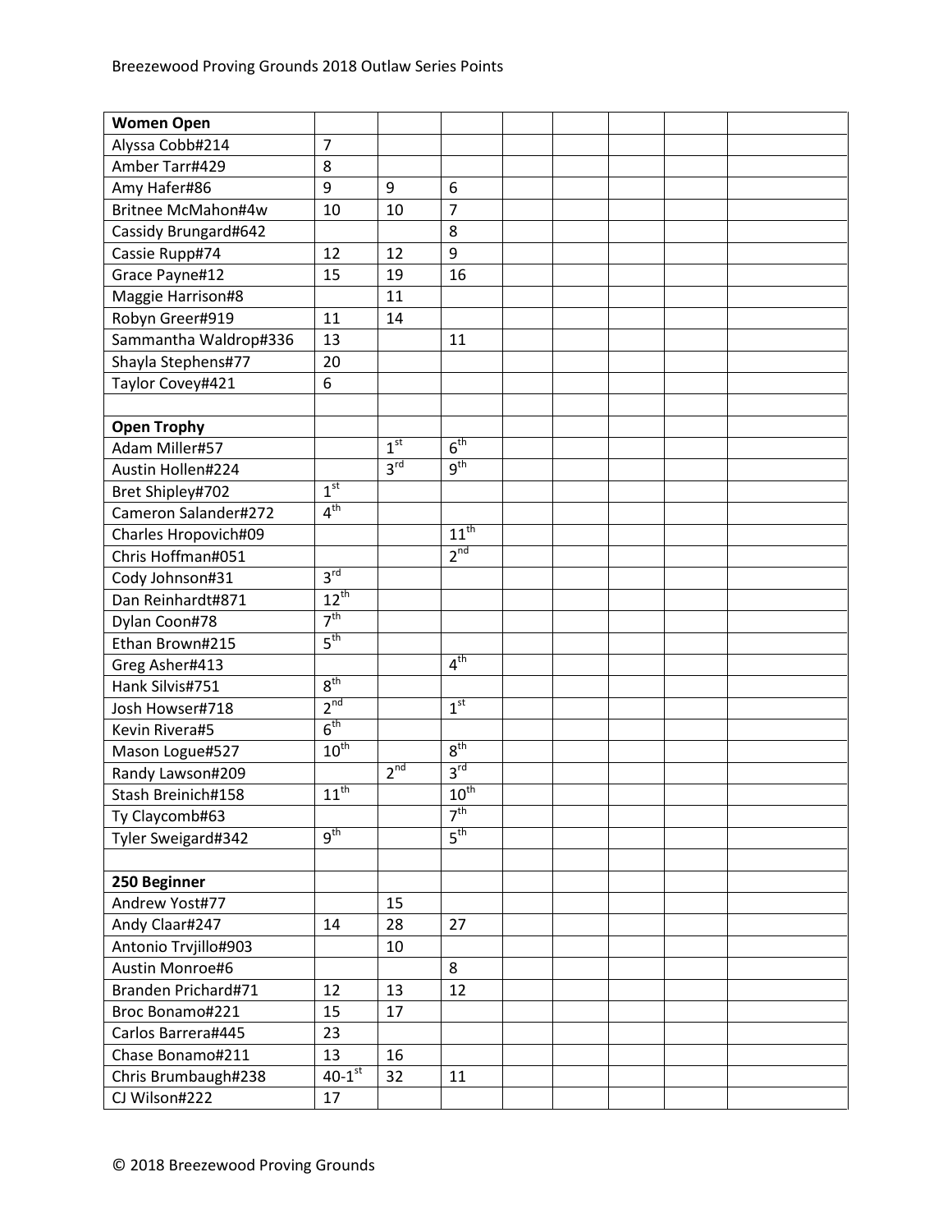| Women Open | | | | | | | | |
|---|---|---|---|---|---|---|---|---|
| Alyssa Cobb#214 | 7 | | | | | | | |
| Amber Tarr#429 | 8 | | | | | | | |
| Amy Hafer#86 | 9 | 9 | 6 | | | | | |
| Britnee McMahon#4w | 10 | 10 | 7 | | | | | |
| Cassidy Brungard#642 | | | 8 | | | | | |
| Cassie Rupp#74 | 12 | 12 | 9 | | | | | |
| Grace Payne#12 | 15 | 19 | 16 | | | | | |
| Maggie Harrison#8 | | 11 | | | | | | |
| Robyn Greer#919 | 11 | 14 | | | | | | |
| Sammantha Waldrop#336 | 13 | | 11 | | | | | |
| Shayla Stephens#77 | 20 | | | | | | | |
| Taylor Covey#421 | 6 | | | | | | | |
| | | | | | | | | |
| **Open Trophy** | | | | | | | | |
| Adam Miller#57 | | 1st | 6th | | | | | |
| Austin Hollen#224 | | 3rd | 9th | | | | | |
| Bret Shipley#702 | 1st | | | | | | | |
| Cameron Salander#272 | 4th | | | | | | | |
| Charles Hropovich#09 | | | 11th | | | | | |
| Chris Hoffman#051 | | | 2nd | | | | | |
| Cody Johnson#31 | 3rd | | | | | | | |
| Dan Reinhardt#871 | 12th | | | | | | | |
| Dylan Coon#78 | 7th | | | | | | | |
| Ethan Brown#215 | 5th | | | | | | | |
| Greg Asher#413 | | | 4th | | | | | |
| Hank Silvis#751 | 8th | | | | | | | |
| Josh Howser#718 | 2nd | | 1st | | | | | |
| Kevin Rivera#5 | 6th | | | | | | | |
| Mason Logue#527 | 10th | | 8th | | | | | |
| Randy Lawson#209 | | 2nd | 3rd | | | | | |
| Stash Breinich#158 | 11th | | 10th | | | | | |
| Ty Claycomb#63 | | | 7th | | | | | |
| Tyler Sweigard#342 | 9th | | 5th | | | | | |
| | | | | | | | | |
| **250 Beginner** | | | | | | | | |
| Andrew Yost#77 | | 15 | | | | | | |
| Andy Claar#247 | 14 | 28 | 27 | | | | | |
| Antonio Trvjillo#903 | | 10 | | | | | | |
| Austin Monroe#6 | | | 8 | | | | | |
| Branden Prichard#71 | 12 | 13 | 12 | | | | | |
| Broc Bonamo#221 | 15 | 17 | | | | | | |
| Carlos Barrera#445 | 23 | | | | | | | |
| Chase Bonamo#211 | 13 | 16 | | | | | | |
| Chris Brumbaugh#238 | 40-1st | 32 | 11 | | | | | |
| CJ Wilson#222 | 17 | | | | | | | |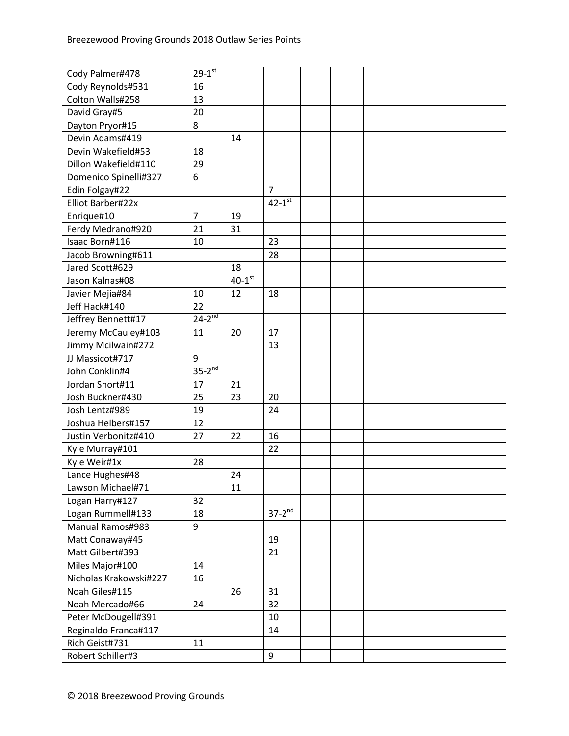| Cody Palmer#478 | 29-1st | | | | | | | |
|---|---|---|---|---|---|---|---|---|
| Cody Reynolds#531 | 16 | | | | | | | |
| Colton Walls#258 | 13 | | | | | | | |
| David Gray#5 | 20 | | | | | | | |
| Dayton Pryor#15 | 8 | | | | | | | |
| Devin Adams#419 | | 14 | | | | | | |
| Devin Wakefield#53 | 18 | | | | | | | |
| Dillon Wakefield#110 | 29 | | | | | | | |
| Domenico Spinelli#327 | 6 | | | | | | | |
| Edin Folgay#22 | | | 7 | | | | | |
| Elliot Barber#22x | | | 42-1st | | | | | |
| Enrique#10 | 7 | 19 | | | | | | |
| Ferdy Medrano#920 | 21 | 31 | | | | | | |
| Isaac Born#116 | 10 | | 23 | | | | | |
| Jacob Browning#611 | | | 28 | | | | | |
| Jared Scott#629 | | 18 | | | | | | |
| Jason Kalnas#08 | | 40-1st | | | | | | |
| Javier Mejia#84 | 10 | 12 | 18 | | | | | |
| Jeff Hack#140 | 22 | | | | | | | |
| Jeffrey Bennett#17 | 24-2nd | | | | | | | |
| Jeremy McCauley#103 | 11 | 20 | 17 | | | | | |
| Jimmy Mcilwain#272 | | | 13 | | | | | |
| JJ Massicot#717 | 9 | | | | | | | |
| John Conklin#4 | 35-2nd | | | | | | | |
| Jordan Short#11 | 17 | 21 | | | | | | |
| Josh Buckner#430 | 25 | 23 | 20 | | | | | |
| Josh Lentz#989 | 19 | | 24 | | | | | |
| Joshua Helbers#157 | 12 | | | | | | | |
| Justin Verbonitz#410 | 27 | 22 | 16 | | | | | |
| Kyle Murray#101 | | | 22 | | | | | |
| Kyle Weir#1x | 28 | | | | | | | |
| Lance Hughes#48 | | 24 | | | | | | |
| Lawson Michael#71 | | 11 | | | | | | |
| Logan Harry#127 | 32 | | | | | | | |
| Logan Rummell#133 | 18 | | 37-2nd | | | | | |
| Manual Ramos#983 | 9 | | | | | | | |
| Matt Conaway#45 | | | 19 | | | | | |
| Matt Gilbert#393 | | | 21 | | | | | |
| Miles Major#100 | 14 | | | | | | | |
| Nicholas Krakowski#227 | 16 | | | | | | | |
| Noah Giles#115 | | 26 | 31 | | | | | |
| Noah Mercado#66 | 24 | | 32 | | | | | |
| Peter McDougell#391 | | | 10 | | | | | |
| Reginaldo Franca#117 | | | 14 | | | | | |
| Rich Geist#731 | 11 | | | | | | | |
| Robert Schiller#3 | | | 9 | | | | | |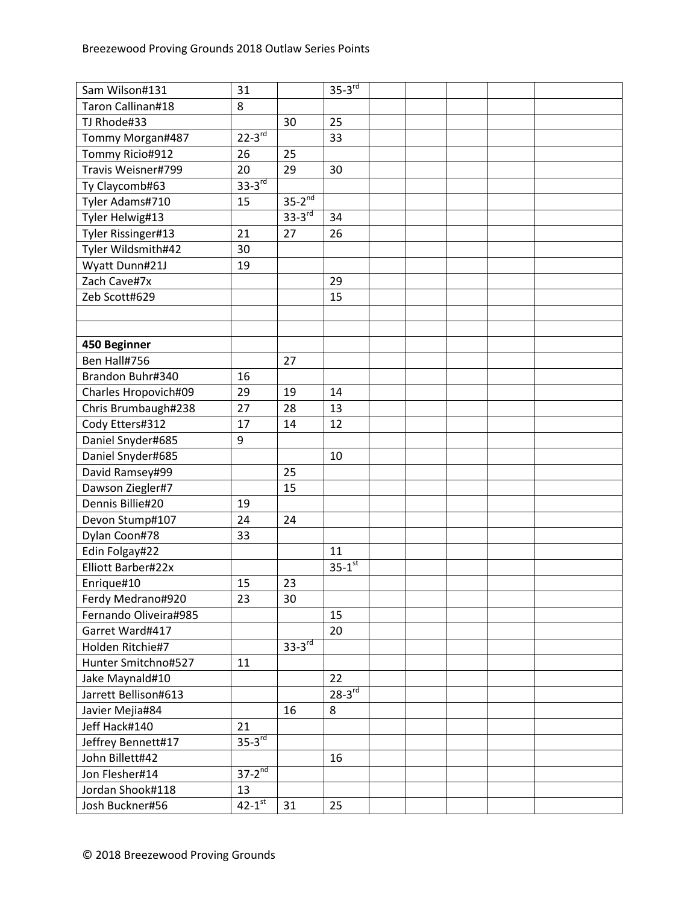| | | | | | | | | |
|---|---|---|---|---|---|---|---|---|
| Sam Wilson#131 | 31 | | 35-3rd | | | | | |
| Taron Callinan#18 | 8 | | | | | | | |
| TJ Rhode#33 | | 30 | 25 | | | | | |
| Tommy Morgan#487 | 22-3rd | | 33 | | | | | |
| Tommy Ricio#912 | 26 | 25 | | | | | | |
| Travis Weisner#799 | 20 | 29 | 30 | | | | | |
| Ty Claycomb#63 | 33-3rd | | | | | | | |
| Tyler Adams#710 | 15 | 35-2nd | | | | | | |
| Tyler Helwig#13 | | 33-3rd | 34 | | | | | |
| Tyler Rissinger#13 | 21 | 27 | 26 | | | | | |
| Tyler Wildsmith#42 | 30 | | | | | | | |
| Wyatt Dunn#21J | 19 | | | | | | | |
| Zach Cave#7x | | | 29 | | | | | |
| Zeb Scott#629 | | | 15 | | | | | |
| | | | | | | | | |
| | | | | | | | | |
| **450 Beginner** | | | | | | | | |
| Ben Hall#756 | | 27 | | | | | | |
| Brandon Buhr#340 | 16 | | | | | | | |
| Charles Hropovich#09 | 29 | 19 | 14 | | | | | |
| Chris Brumbaugh#238 | 27 | 28 | 13 | | | | | |
| Cody Etters#312 | 17 | 14 | 12 | | | | | |
| Daniel Snyder#685 | 9 | | | | | | | |
| Daniel Snyder#685 | | | 10 | | | | | |
| David Ramsey#99 | | 25 | | | | | | |
| Dawson Ziegler#7 | | 15 | | | | | | |
| Dennis Billie#20 | 19 | | | | | | | |
| Devon Stump#107 | 24 | 24 | | | | | | |
| Dylan Coon#78 | 33 | | | | | | | |
| Edin Folgay#22 | | | 11 | | | | | |
| Elliott Barber#22x | | | 35-1st | | | | | |
| Enrique#10 | 15 | 23 | | | | | | |
| Ferdy Medrano#920 | 23 | 30 | | | | | | |
| Fernando Oliveira#985 | | | 15 | | | | | |
| Garret Ward#417 | | | 20 | | | | | |
| Holden Ritchie#7 | | 33-3rd | | | | | | |
| Hunter Smitchno#527 | 11 | | | | | | | |
| Jake Maynald#10 | | | 22 | | | | | |
| Jarrett Bellison#613 | | | 28-3rd | | | | | |
| Javier Mejia#84 | | 16 | 8 | | | | | |
| Jeff Hack#140 | 21 | | | | | | | |
| Jeffrey Bennett#17 | 35-3rd | | | | | | | |
| John Billett#42 | | | 16 | | | | | |
| Jon Flesher#14 | 37-2nd | | | | | | | |
| Jordan Shook#118 | 13 | | | | | | | |
| Josh Buckner#56 | 42-1st | 31 | 25 | | | | | |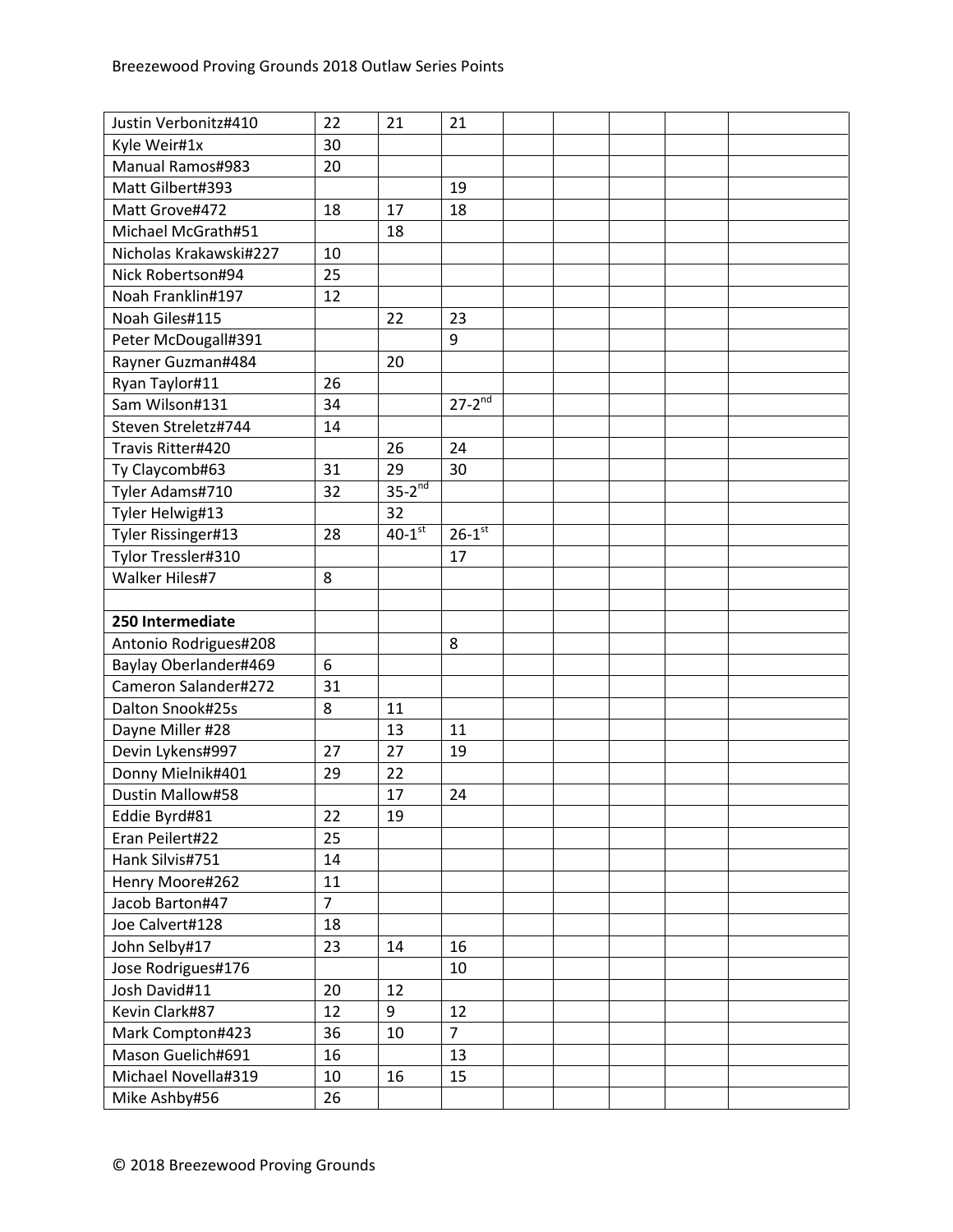| | | | | | | | | |
|---|---|---|---|---|---|---|---|---|
| Justin Verbonitz#410 | 22 | 21 | 21 | | | | | |
| Kyle Weir#1x | 30 | | | | | | | |
| Manual Ramos#983 | 20 | | | | | | | |
| Matt Gilbert#393 | | | 19 | | | | | |
| Matt Grove#472 | 18 | 17 | 18 | | | | | |
| Michael McGrath#51 | | 18 | | | | | | |
| Nicholas Krakawski#227 | 10 | | | | | | | |
| Nick Robertson#94 | 25 | | | | | | | |
| Noah Franklin#197 | 12 | | | | | | | |
| Noah Giles#115 | | 22 | 23 | | | | | |
| Peter McDougall#391 | | | 9 | | | | | |
| Rayner Guzman#484 | | 20 | | | | | | |
| Ryan Taylor#11 | 26 | | | | | | | |
| Sam Wilson#131 | 34 | | 27-2nd | | | | | |
| Steven Streletz#744 | 14 | | | | | | | |
| Travis Ritter#420 | | 26 | 24 | | | | | |
| Ty Claycomb#63 | 31 | 29 | 30 | | | | | |
| Tyler Adams#710 | 32 | 35-2nd | | | | | | |
| Tyler Helwig#13 | | 32 | | | | | | |
| Tyler Rissinger#13 | 28 | 40-1st | 26-1st | | | | | |
| Tylor Tressler#310 | | | 17 | | | | | |
| Walker Hiles#7 | 8 | | | | | | | |
| | | | | | | | | |
| **250 Intermediate** | | | | | | | | |
| Antonio Rodrigues#208 | | | 8 | | | | | |
| Baylay Oberlander#469 | 6 | | | | | | | |
| Cameron Salander#272 | 31 | | | | | | | |
| Dalton Snook#25s | 8 | 11 | | | | | | |
| Dayne Miller #28 | | 13 | 11 | | | | | |
| Devin Lykens#997 | 27 | 27 | 19 | | | | | |
| Donny Mielnik#401 | 29 | 22 | | | | | | |
| Dustin Mallow#58 | | 17 | 24 | | | | | |
| Eddie Byrd#81 | 22 | 19 | | | | | | |
| Eran Peilert#22 | 25 | | | | | | | |
| Hank Silvis#751 | 14 | | | | | | | |
| Henry Moore#262 | 11 | | | | | | | |
| Jacob Barton#47 | 7 | | | | | | | |
| Joe Calvert#128 | 18 | | | | | | | |
| John Selby#17 | 23 | 14 | 16 | | | | | |
| Jose Rodrigues#176 | | | 10 | | | | | |
| Josh David#11 | 20 | 12 | | | | | | |
| Kevin Clark#87 | 12 | 9 | 12 | | | | | |
| Mark Compton#423 | 36 | 10 | 7 | | | | | |
| Mason Guelich#691 | 16 | | 13 | | | | | |
| Michael Novella#319 | 10 | 16 | 15 | | | | | |
| Mike Ashby#56 | 26 | | | | | | | |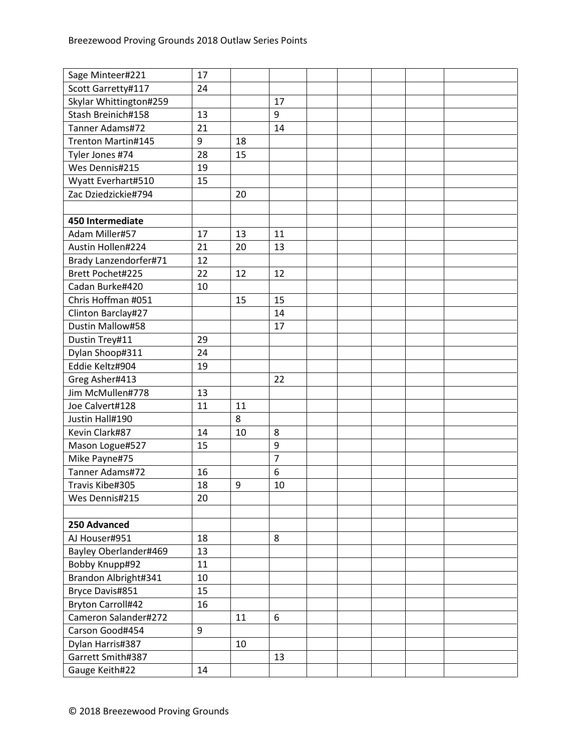| | | | | | | | | |
|---|---|---|---|---|---|---|---|---|
| Sage Minteer#221 | 17 | | | | | | | |
| Scott Garretty#117 | 24 | | | | | | | |
| Skylar Whittington#259 | | | 17 | | | | | |
| Stash Breinich#158 | 13 | | 9 | | | | | |
| Tanner Adams#72 | 21 | | 14 | | | | | |
| Trenton Martin#145 | 9 | 18 | | | | | | |
| Tyler Jones #74 | 28 | 15 | | | | | | |
| Wes Dennis#215 | 19 | | | | | | | |
| Wyatt Everhart#510 | 15 | | | | | | | |
| Zac Dziedzickie#794 | | 20 | | | | | | |
| | | | | | | | | |
| **450 Intermediate** | | | | | | | | |
| Adam Miller#57 | 17 | 13 | 11 | | | | | |
| Austin Hollen#224 | 21 | 20 | 13 | | | | | |
| Brady Lanzendorfer#71 | 12 | | | | | | | |
| Brett Pochet#225 | 22 | 12 | 12 | | | | | |
| Cadan Burke#420 | 10 | | | | | | | |
| Chris Hoffman #051 | | 15 | 15 | | | | | |
| Clinton Barclay#27 | | | 14 | | | | | |
| Dustin Mallow#58 | | | 17 | | | | | |
| Dustin Trey#11 | 29 | | | | | | | |
| Dylan Shoop#311 | 24 | | | | | | | |
| Eddie Keltz#904 | 19 | | | | | | | |
| Greg Asher#413 | | | 22 | | | | | |
| Jim McMullen#778 | 13 | | | | | | | |
| Joe Calvert#128 | 11 | 11 | | | | | | |
| Justin Hall#190 | | 8 | | | | | | |
| Kevin Clark#87 | 14 | 10 | 8 | | | | | |
| Mason Logue#527 | 15 | | 9 | | | | | |
| Mike Payne#75 | | | 7 | | | | | |
| Tanner Adams#72 | 16 | | 6 | | | | | |
| Travis Kibe#305 | 18 | 9 | 10 | | | | | |
| Wes Dennis#215 | 20 | | | | | | | |
| | | | | | | | | |
| **250 Advanced** | | | | | | | | |
| AJ Houser#951 | 18 | | 8 | | | | | |
| Bayley Oberlander#469 | 13 | | | | | | | |
| Bobby Knupp#92 | 11 | | | | | | | |
| Brandon Albright#341 | 10 | | | | | | | |
| Bryce Davis#851 | 15 | | | | | | | |
| Bryton Carroll#42 | 16 | | | | | | | |
| Cameron Salander#272 | | 11 | 6 | | | | | |
| Carson Good#454 | 9 | | | | | | | |
| Dylan Harris#387 | | 10 | | | | | | |
| Garrett Smith#387 | | | 13 | | | | | |
| Gauge Keith#22 | 14 | | | | | | | |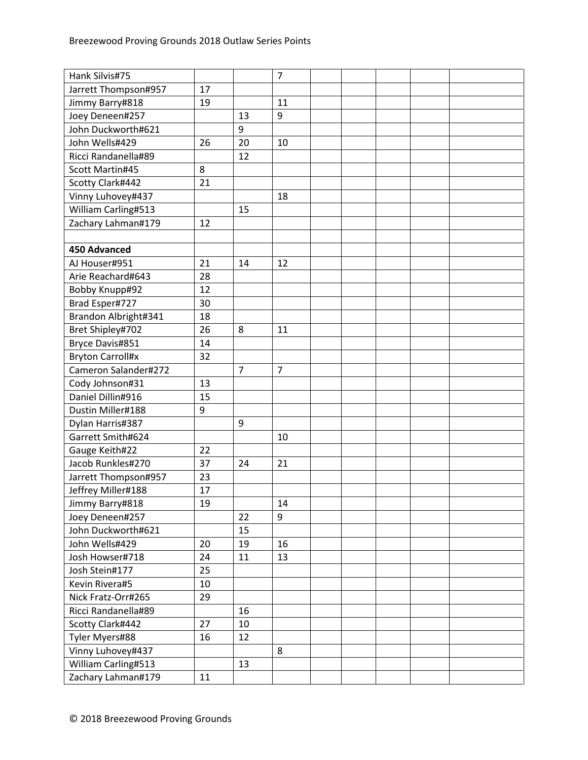| | | | | | | | | |
|---|---|---|---|---|---|---|---|---|
| Hank Silvis#75 | | | 7 | | | | | |
| Jarrett Thompson#957 | 17 | | | | | | | |
| Jimmy Barry#818 | 19 | | 11 | | | | | |
| Joey Deneen#257 | | 13 | 9 | | | | | |
| John Duckworth#621 | | 9 | | | | | | |
| John Wells#429 | 26 | 20 | 10 | | | | | |
| Ricci Randanella#89 | | 12 | | | | | | |
| Scott Martin#45 | 8 | | | | | | | |
| Scotty Clark#442 | 21 | | | | | | | |
| Vinny Luhovey#437 | | | 18 | | | | | |
| William Carling#513 | | 15 | | | | | | |
| Zachary Lahman#179 | 12 | | | | | | | |
| | | | | | | | | |
| **450 Advanced** | | | | | | | | |
| AJ Houser#951 | 21 | 14 | 12 | | | | | |
| Arie Reachard#643 | 28 | | | | | | | |
| Bobby Knupp#92 | 12 | | | | | | | |
| Brad Esper#727 | 30 | | | | | | | |
| Brandon Albright#341 | 18 | | | | | | | |
| Bret Shipley#702 | 26 | 8 | 11 | | | | | |
| Bryce Davis#851 | 14 | | | | | | | |
| Bryton Carroll#x | 32 | | | | | | | |
| Cameron Salander#272 | | 7 | 7 | | | | | |
| Cody Johnson#31 | 13 | | | | | | | |
| Daniel Dillin#916 | 15 | | | | | | | |
| Dustin Miller#188 | 9 | | | | | | | |
| Dylan Harris#387 | | 9 | | | | | | |
| Garrett Smith#624 | | | 10 | | | | | |
| Gauge Keith#22 | 22 | | | | | | | |
| Jacob Runkles#270 | 37 | 24 | 21 | | | | | |
| Jarrett Thompson#957 | 23 | | | | | | | |
| Jeffrey Miller#188 | 17 | | | | | | | |
| Jimmy Barry#818 | 19 | | 14 | | | | | |
| Joey Deneen#257 | | 22 | 9 | | | | | |
| John Duckworth#621 | | 15 | | | | | | |
| John Wells#429 | 20 | 19 | 16 | | | | | |
| Josh Howser#718 | 24 | 11 | 13 | | | | | |
| Josh Stein#177 | 25 | | | | | | | |
| Kevin Rivera#5 | 10 | | | | | | | |
| Nick Fratz-Orr#265 | 29 | | | | | | | |
| Ricci Randanella#89 | | 16 | | | | | | |
| Scotty Clark#442 | 27 | 10 | | | | | | |
| Tyler Myers#88 | 16 | 12 | | | | | | |
| Vinny Luhovey#437 | | | 8 | | | | | |
| William Carling#513 | | 13 | | | | | | |
| Zachary Lahman#179 | 11 | | | | | | | |

© 2018 Breezewood Proving Grounds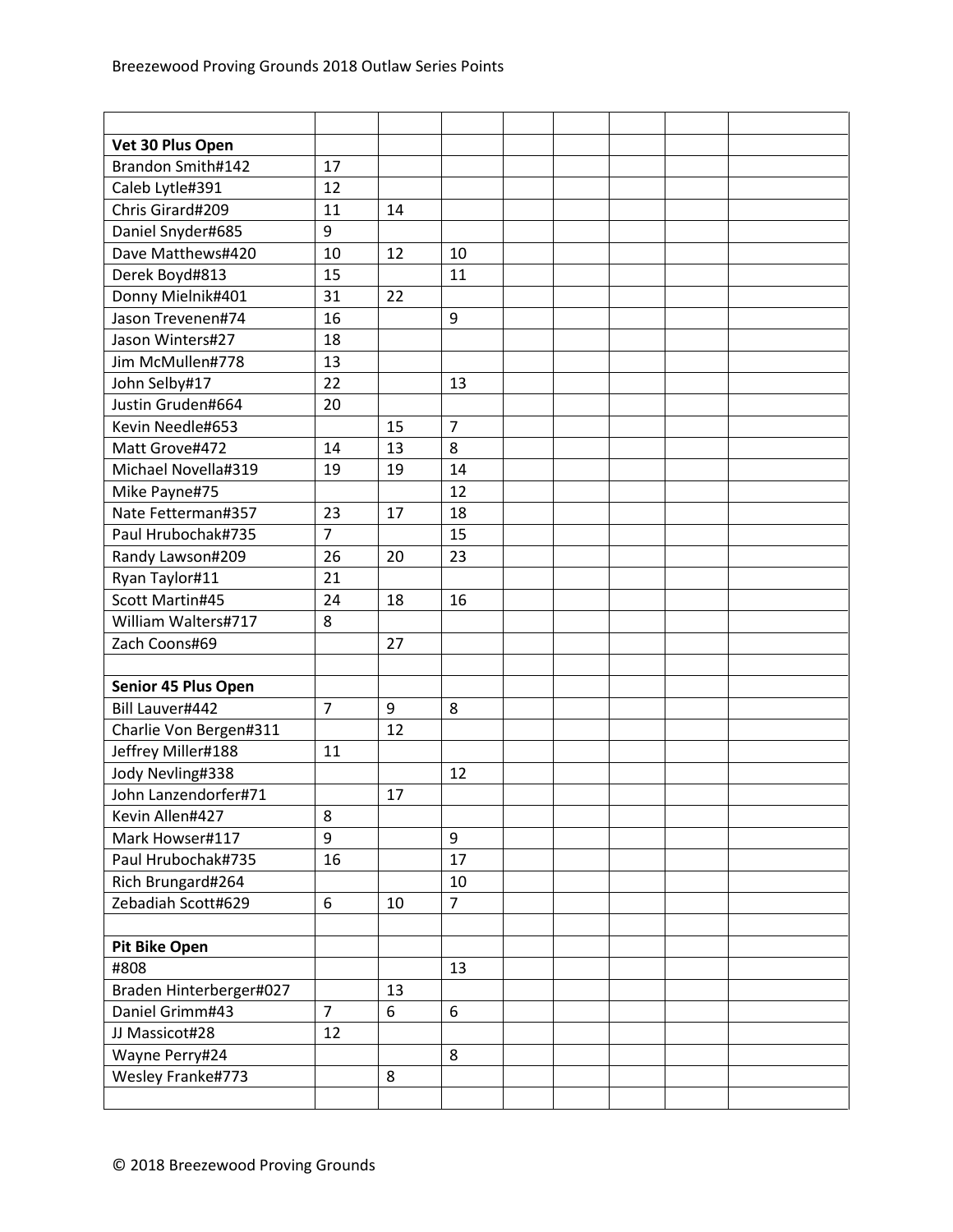| | | | | | | | | |
|---|---|---|---|---|---|---|---|---|
| **Vet 30 Plus Open** | | | | | | | | |
| Brandon Smith#142 | 17 | | | | | | | |
| Caleb Lytle#391 | 12 | | | | | | | |
| Chris Girard#209 | 11 | 14 | | | | | | |
| Daniel Snyder#685 | 9 | | | | | | | |
| Dave Matthews#420 | 10 | 12 | 10 | | | | | |
| Derek Boyd#813 | 15 | | 11 | | | | | |
| Donny Mielnik#401 | 31 | 22 | | | | | | |
| Jason Trevenen#74 | 16 | | 9 | | | | | |
| Jason Winters#27 | 18 | | | | | | | |
| Jim McMullen#778 | 13 | | | | | | | |
| John Selby#17 | 22 | | 13 | | | | | |
| Justin Gruden#664 | 20 | | | | | | | |
| Kevin Needle#653 | | 15 | 7 | | | | | |
| Matt Grove#472 | 14 | 13 | 8 | | | | | |
| Michael Novella#319 | 19 | 19 | 14 | | | | | |
| Mike Payne#75 | | | 12 | | | | | |
| Nate Fetterman#357 | 23 | 17 | 18 | | | | | |
| Paul Hrubochak#735 | 7 | | 15 | | | | | |
| Randy Lawson#209 | 26 | 20 | 23 | | | | | |
| Ryan Taylor#11 | 21 | | | | | | | |
| Scott Martin#45 | 24 | 18 | 16 | | | | | |
| William Walters#717 | 8 | | | | | | | |
| Zach Coons#69 | | 27 | | | | | | |
| | | | | | | | | |
| **Senior 45 Plus Open** | | | | | | | | |
| Bill Lauver#442 | 7 | 9 | 8 | | | | | |
| Charlie Von Bergen#311 | | 12 | | | | | | |
| Jeffrey Miller#188 | 11 | | | | | | | |
| Jody Nevling#338 | | | 12 | | | | | |
| John Lanzendorfer#71 | | 17 | | | | | | |
| Kevin Allen#427 | 8 | | | | | | | |
| Mark Howser#117 | 9 | | 9 | | | | | |
| Paul Hrubochak#735 | 16 | | 17 | | | | | |
| Rich Brungard#264 | | | 10 | | | | | |
| Zebadiah Scott#629 | 6 | 10 | 7 | | | | | |
| | | | | | | | | |
| **Pit Bike Open** | | | | | | | | |
| #808 | | | 13 | | | | | |
| Braden Hinterberger#027 | | 13 | | | | | | |
| Daniel Grimm#43 | 7 | 6 | 6 | | | | | |
| JJ Massicot#28 | 12 | | | | | | | |
| Wayne Perry#24 | | | 8 | | | | | |
| Wesley Franke#773 | | 8 | | | | | | |
| | | | | | | | | |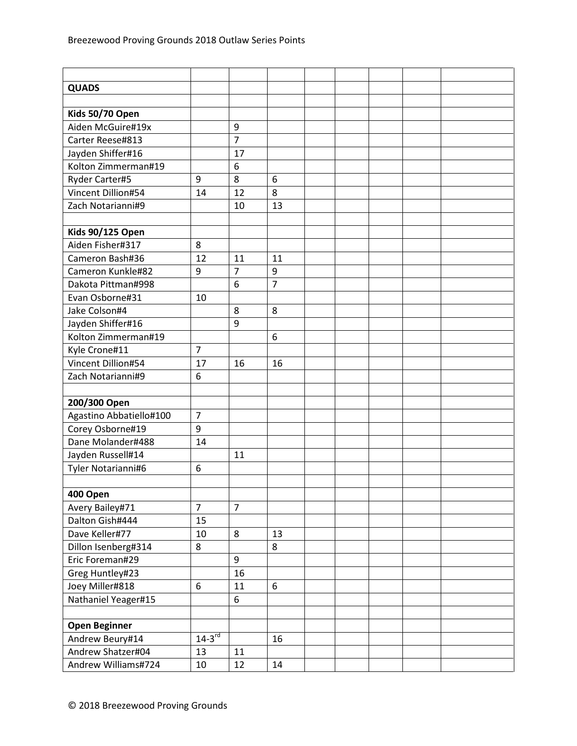| | | | | | | | | |
|---|---|---|---|---|---|---|---|---|
| **QUADS** | | | | | | | | |
| | | | | | | | | |
| **Kids 50/70 Open** | | | | | | | | |
| Aiden McGuire#19x | | 9 | | | | | | |
| Carter Reese#813 | | 7 | | | | | | |
| Jayden Shiffer#16 | | 17 | | | | | | |
| Kolton Zimmerman#19 | | 6 | | | | | | |
| Ryder Carter#5 | 9 | 8 | 6 | | | | | |
| Vincent Dillion#54 | 14 | 12 | 8 | | | | | |
| Zach Notarianni#9 | | 10 | 13 | | | | | |
| | | | | | | | | |
| **Kids 90/125 Open** | | | | | | | | |
| Aiden Fisher#317 | 8 | | | | | | | |
| Cameron Bash#36 | 12 | 11 | 11 | | | | | |
| Cameron Kunkle#82 | 9 | 7 | 9 | | | | | |
| Dakota Pittman#998 | | 6 | 7 | | | | | |
| Evan Osborne#31 | 10 | | | | | | | |
| Jake Colson#4 | | 8 | 8 | | | | | |
| Jayden Shiffer#16 | | 9 | | | | | | |
| Kolton Zimmerman#19 | | | 6 | | | | | |
| Kyle Crone#11 | 7 | | | | | | | |
| Vincent Dillion#54 | 17 | 16 | 16 | | | | | |
| Zach Notarianni#9 | 6 | | | | | | | |
| | | | | | | | | |
| **200/300 Open** | | | | | | | | |
| Agastino Abbatiello#100 | 7 | | | | | | | |
| Corey Osborne#19 | 9 | | | | | | | |
| Dane Molander#488 | 14 | | | | | | | |
| Jayden Russell#14 | | 11 | | | | | | |
| Tyler Notarianni#6 | 6 | | | | | | | |
| | | | | | | | | |
| **400 Open** | | | | | | | | |
| Avery Bailey#71 | 7 | 7 | | | | | | |
| Dalton Gish#444 | 15 | | | | | | | |
| Dave Keller#77 | 10 | 8 | 13 | | | | | |
| Dillon Isenberg#314 | 8 | | 8 | | | | | |
| Eric Foreman#29 | | 9 | | | | | | |
| Greg Huntley#23 | | 16 | | | | | | |
| Joey Miller#818 | 6 | 11 | 6 | | | | | |
| Nathaniel Yeager#15 | | 6 | | | | | | |
| | | | | | | | | |
| **Open Beginner** | | | | | | | | |
| Andrew Beury#14 | 14-3rd | | 16 | | | | | |
| Andrew Shatzer#04 | 13 | 11 | | | | | | |
| Andrew Williams#724 | 10 | 12 | 14 | | | | | |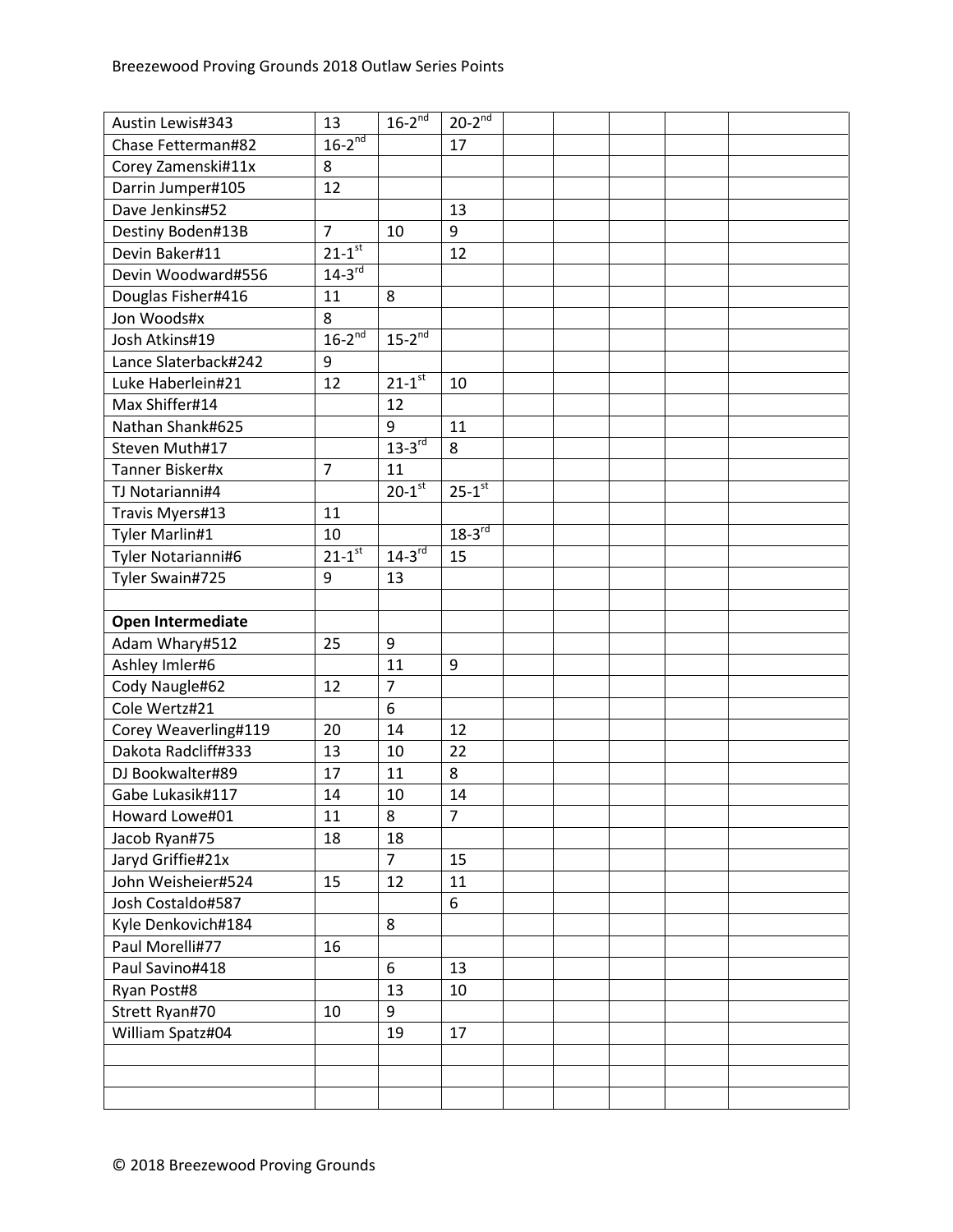| | | | | | | | | |
|---|---|---|---|---|---|---|---|---|
| Austin Lewis#343 | 13 | 16-2nd | 20-2nd | | | | | |
| Chase Fetterman#82 | 16-2nd | | 17 | | | | | |
| Corey Zamenski#11x | 8 | | | | | | | |
| Darrin Jumper#105 | 12 | | | | | | | |
| Dave Jenkins#52 | | | 13 | | | | | |
| Destiny Boden#13B | 7 | 10 | 9 | | | | | |
| Devin Baker#11 | 21-1st | | 12 | | | | | |
| Devin Woodward#556 | 14-3rd | | | | | | | |
| Douglas Fisher#416 | 11 | 8 | | | | | | |
| Jon Woods#x | 8 | | | | | | | |
| Josh Atkins#19 | 16-2nd | 15-2nd | | | | | | |
| Lance Slaterback#242 | 9 | | | | | | | |
| Luke Haberlein#21 | 12 | 21-1st | 10 | | | | | |
| Max Shiffer#14 | | 12 | | | | | | |
| Nathan Shank#625 | | 9 | 11 | | | | | |
| Steven Muth#17 | | 13-3rd | 8 | | | | | |
| Tanner Bisker#x | 7 | 11 | | | | | | |
| TJ Notarianni#4 | | 20-1st | 25-1st | | | | | |
| Travis Myers#13 | 11 | | | | | | | |
| Tyler Marlin#1 | 10 | | 18-3rd | | | | | |
| Tyler Notarianni#6 | 21-1st | 14-3rd | 15 | | | | | |
| Tyler Swain#725 | 9 | 13 | | | | | | |
| | | | | | | | | |
| **Open Intermediate** | | | | | | | | |
| Adam Whary#512 | 25 | 9 | | | | | | |
| Ashley Imler#6 | | 11 | 9 | | | | | |
| Cody Naugle#62 | 12 | 7 | | | | | | |
| Cole Wertz#21 | | 6 | | | | | | |
| Corey Weaverling#119 | 20 | 14 | 12 | | | | | |
| Dakota Radcliff#333 | 13 | 10 | 22 | | | | | |
| DJ Bookwalter#89 | 17 | 11 | 8 | | | | | |
| Gabe Lukasik#117 | 14 | 10 | 14 | | | | | |
| Howard Lowe#01 | 11 | 8 | 7 | | | | | |
| Jacob Ryan#75 | 18 | 18 | | | | | | |
| Jaryd Griffie#21x | | 7 | 15 | | | | | |
| John Weisheier#524 | 15 | 12 | 11 | | | | | |
| Josh Costaldo#587 | | | 6 | | | | | |
| Kyle Denkovich#184 | | 8 | | | | | | |
| Paul Morelli#77 | 16 | | | | | | | |
| Paul Savino#418 | | 6 | 13 | | | | | |
| Ryan Post#8 | | 13 | 10 | | | | | |
| Strett Ryan#70 | 10 | 9 | | | | | | |
| William Spatz#04 | | 19 | 17 | | | | | |
| | | | | | | | | |
| | | | | | | | | |
| | | | | | | | | |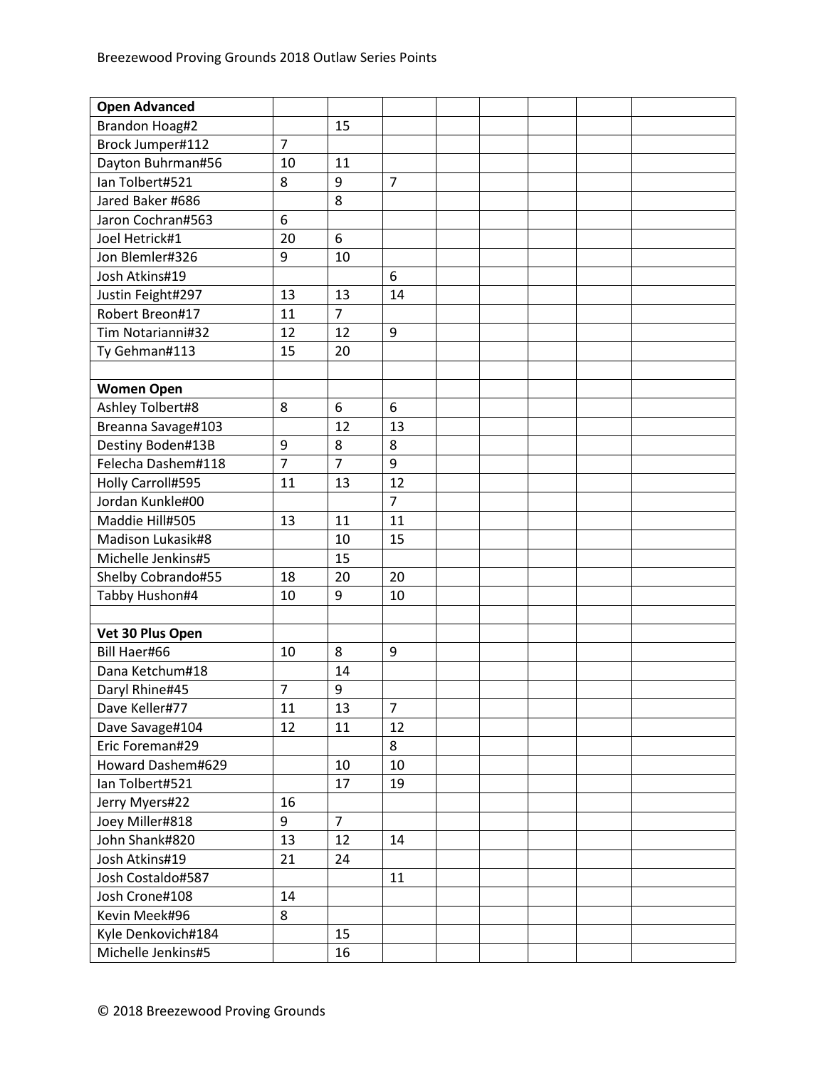| Open Advanced | | | | | | | | |
|---|---|---|---|---|---|---|---|---|
| Brandon Hoag#2 | | 15 | | | | | | |
| Brock Jumper#112 | 7 | | | | | | | |
| Dayton Buhrman#56 | 10 | 11 | | | | | | |
| Ian Tolbert#521 | 8 | 9 | 7 | | | | | |
| Jared Baker #686 | | 8 | | | | | | |
| Jaron Cochran#563 | 6 | | | | | | | |
| Joel Hetrick#1 | 20 | 6 | | | | | | |
| Jon Blemler#326 | 9 | 10 | | | | | | |
| Josh Atkins#19 | | | 6 | | | | | |
| Justin Feight#297 | 13 | 13 | 14 | | | | | |
| Robert Breon#17 | 11 | 7 | | | | | | |
| Tim Notarianni#32 | 12 | 12 | 9 | | | | | |
| Ty Gehman#113 | 15 | 20 | | | | | | |
| | | | | | | | | |
| **Women Open** | | | | | | | | |
| Ashley Tolbert#8 | 8 | 6 | 6 | | | | | |
| Breanna Savage#103 | | 12 | 13 | | | | | |
| Destiny Boden#13B | 9 | 8 | 8 | | | | | |
| Felecha Dashem#118 | 7 | 7 | 9 | | | | | |
| Holly Carroll#595 | 11 | 13 | 12 | | | | | |
| Jordan Kunkle#00 | | | 7 | | | | | |
| Maddie Hill#505 | 13 | 11 | 11 | | | | | |
| Madison Lukasik#8 | | 10 | 15 | | | | | |
| Michelle Jenkins#5 | | 15 | | | | | | |
| Shelby Cobrando#55 | 18 | 20 | 20 | | | | | |
| Tabby Hushon#4 | 10 | 9 | 10 | | | | | |
| | | | | | | | | |
| **Vet 30 Plus Open** | | | | | | | | |
| Bill Haer#66 | 10 | 8 | 9 | | | | | |
| Dana Ketchum#18 | | 14 | | | | | | |
| Daryl Rhine#45 | 7 | 9 | | | | | | |
| Dave Keller#77 | 11 | 13 | 7 | | | | | |
| Dave Savage#104 | 12 | 11 | 12 | | | | | |
| Eric Foreman#29 | | | 8 | | | | | |
| Howard Dashem#629 | | 10 | 10 | | | | | |
| Ian Tolbert#521 | | 17 | 19 | | | | | |
| Jerry Myers#22 | 16 | | | | | | | |
| Joey Miller#818 | 9 | 7 | | | | | | |
| John Shank#820 | 13 | 12 | 14 | | | | | |
| Josh Atkins#19 | 21 | 24 | | | | | | |
| Josh Costaldo#587 | | | 11 | | | | | |
| Josh Crone#108 | 14 | | | | | | | |
| Kevin Meek#96 | 8 | | | | | | | |
| Kyle Denkovich#184 | | 15 | | | | | | |
| Michelle Jenkins#5 | | 16 | | | | | | |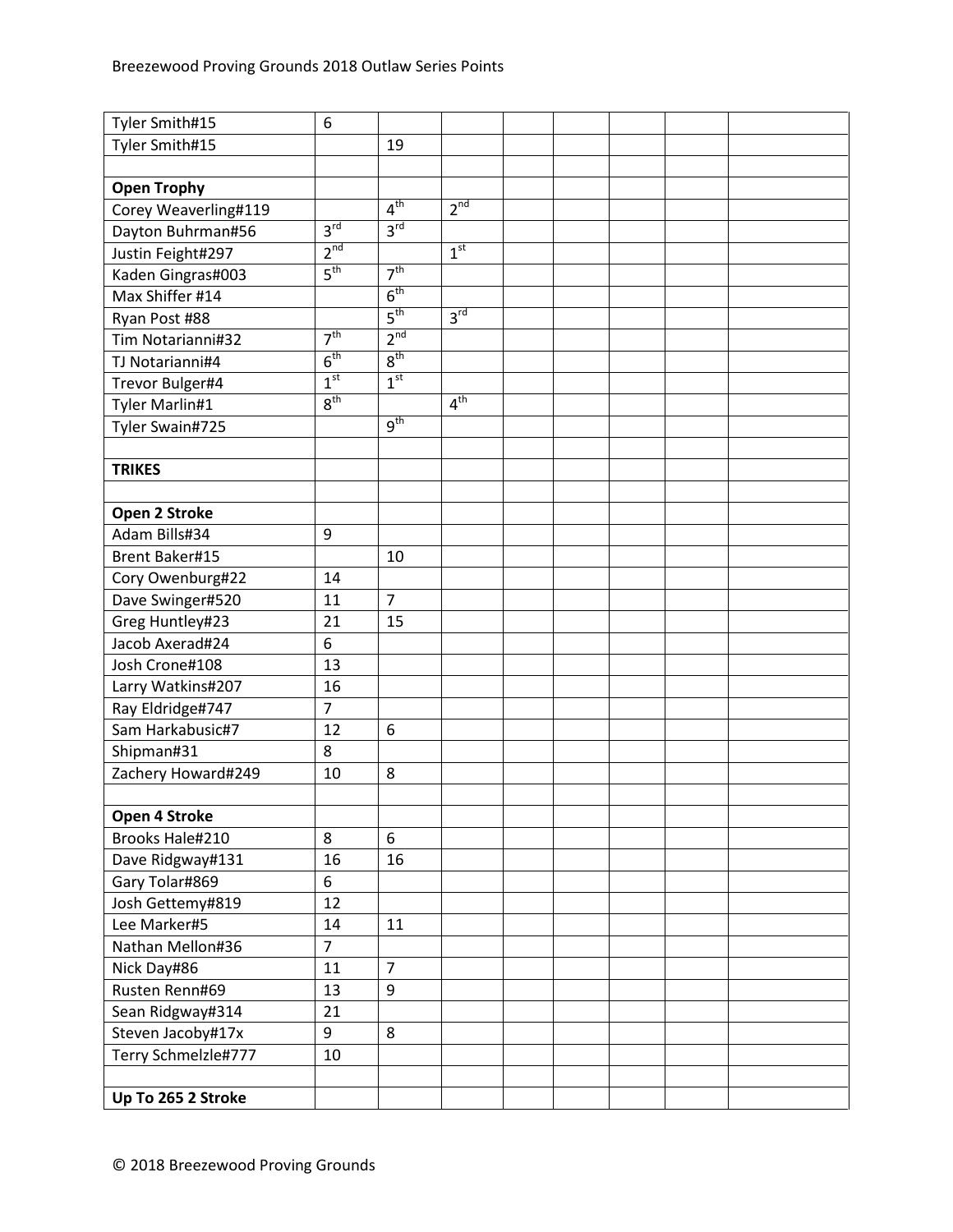| | | | | | | | | |
|---|---|---|---|---|---|---|---|---|
| Tyler Smith#15 | 6 | | | | | | | |
| Tyler Smith#15 | | 19 | | | | | | |
| | | | | | | | | |
| **Open Trophy** | | | | | | | | |
| Corey Weaverling#119 | | 4th | 2nd | | | | | |
| Dayton Buhrman#56 | 3rd | 3rd | | | | | | |
| Justin Feight#297 | 2nd | | 1st | | | | | |
| Kaden Gingras#003 | 5th | 7th | | | | | | |
| Max Shiffer #14 | | 6th | | | | | | |
| Ryan Post #88 | | 5th | 3rd | | | | | |
| Tim Notarianni#32 | 7th | 2nd | | | | | | |
| TJ Notarianni#4 | 6th | 8th | | | | | | |
| Trevor Bulger#4 | 1st | 1st | | | | | | |
| Tyler Marlin#1 | 8th | | 4th | | | | | |
| Tyler Swain#725 | | 9th | | | | | | |
| | | | | | | | | |
| **TRIKES** | | | | | | | | |
| | | | | | | | | |
| **Open 2 Stroke** | | | | | | | | |
| Adam Bills#34 | 9 | | | | | | | |
| Brent Baker#15 | | 10 | | | | | | |
| Cory Owenburg#22 | 14 | | | | | | | |
| Dave Swinger#520 | 11 | 7 | | | | | | |
| Greg Huntley#23 | 21 | 15 | | | | | | |
| Jacob Axerad#24 | 6 | | | | | | | |
| Josh Crone#108 | 13 | | | | | | | |
| Larry Watkins#207 | 16 | | | | | | | |
| Ray Eldridge#747 | 7 | | | | | | | |
| Sam Harkabusic#7 | 12 | 6 | | | | | | |
| Shipman#31 | 8 | | | | | | | |
| Zachery Howard#249 | 10 | 8 | | | | | | |
| | | | | | | | | |
| **Open 4 Stroke** | | | | | | | | |
| Brooks Hale#210 | 8 | 6 | | | | | | |
| Dave Ridgway#131 | 16 | 16 | | | | | | |
| Gary Tolar#869 | 6 | | | | | | | |
| Josh Gettemy#819 | 12 | | | | | | | |
| Lee Marker#5 | 14 | 11 | | | | | | |
| Nathan Mellon#36 | 7 | | | | | | | |
| Nick Day#86 | 11 | 7 | | | | | | |
| Rusten Renn#69 | 13 | 9 | | | | | | |
| Sean Ridgway#314 | 21 | | | | | | | |
| Steven Jacoby#17x | 9 | 8 | | | | | | |
| Terry Schmelzle#777 | 10 | | | | | | | |
| | | | | | | | | |
| **Up To 265 2 Stroke** | | | | | | | | |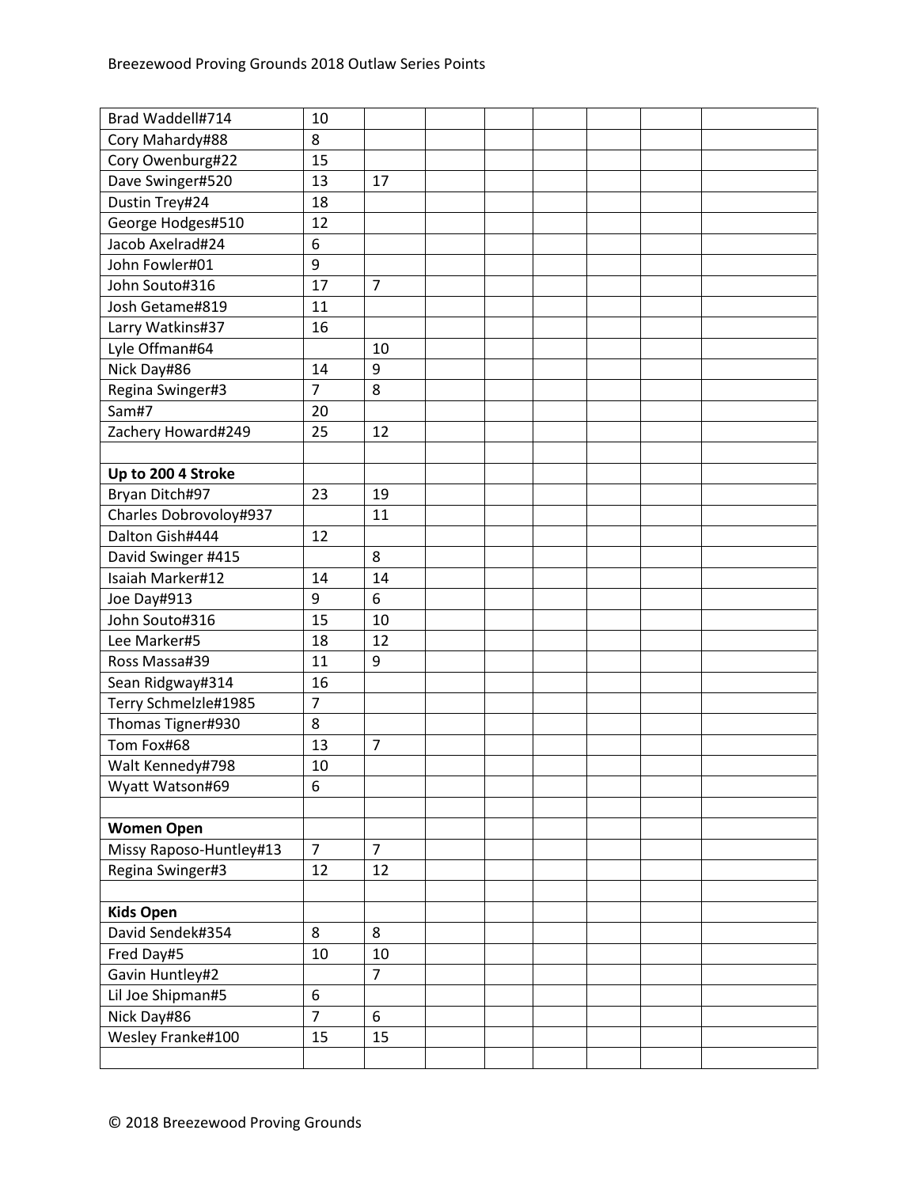| | | | | | | | | |
|---|---|---|---|---|---|---|---|---|
| Brad Waddell#714 | 10 | | | | | | | |
| Cory Mahardy#88 | 8 | | | | | | | |
| Cory Owenburg#22 | 15 | | | | | | | |
| Dave Swinger#520 | 13 | 17 | | | | | | |
| Dustin Trey#24 | 18 | | | | | | | |
| George Hodges#510 | 12 | | | | | | | |
| Jacob Axelrad#24 | 6 | | | | | | | |
| John Fowler#01 | 9 | | | | | | | |
| John Souto#316 | 17 | 7 | | | | | | |
| Josh Getame#819 | 11 | | | | | | | |
| Larry Watkins#37 | 16 | | | | | | | |
| Lyle Offman#64 | | 10 | | | | | | |
| Nick Day#86 | 14 | 9 | | | | | | |
| Regina Swinger#3 | 7 | 8 | | | | | | |
| Sam#7 | 20 | | | | | | | |
| Zachery Howard#249 | 25 | 12 | | | | | | |
| | | | | | | | | |
| **Up to 200 4 Stroke** | | | | | | | | |
| Bryan Ditch#97 | 23 | 19 | | | | | | |
| Charles Dobrovoloy#937 | | 11 | | | | | | |
| Dalton Gish#444 | 12 | | | | | | | |
| David Swinger #415 | | 8 | | | | | | |
| Isaiah Marker#12 | 14 | 14 | | | | | | |
| Joe Day#913 | 9 | 6 | | | | | | |
| John Souto#316 | 15 | 10 | | | | | | |
| Lee Marker#5 | 18 | 12 | | | | | | |
| Ross Massa#39 | 11 | 9 | | | | | | |
| Sean Ridgway#314 | 16 | | | | | | | |
| Terry Schmelzle#1985 | 7 | | | | | | | |
| Thomas Tigner#930 | 8 | | | | | | | |
| Tom Fox#68 | 13 | 7 | | | | | | |
| Walt Kennedy#798 | 10 | | | | | | | |
| Wyatt Watson#69 | 6 | | | | | | | |
| | | | | | | | | |
| **Women Open** | | | | | | | | |
| Missy Raposo-Huntley#13 | 7 | 7 | | | | | | |
| Regina Swinger#3 | 12 | 12 | | | | | | |
| | | | | | | | | |
| **Kids Open** | | | | | | | | |
| David Sendek#354 | 8 | 8 | | | | | | |
| Fred Day#5 | 10 | 10 | | | | | | |
| Gavin Huntley#2 | | 7 | | | | | | |
| Lil Joe Shipman#5 | 6 | | | | | | | |
| Nick Day#86 | 7 | 6 | | | | | | |
| Wesley Franke#100 | 15 | 15 | | | | | | |
| | | | | | | | | |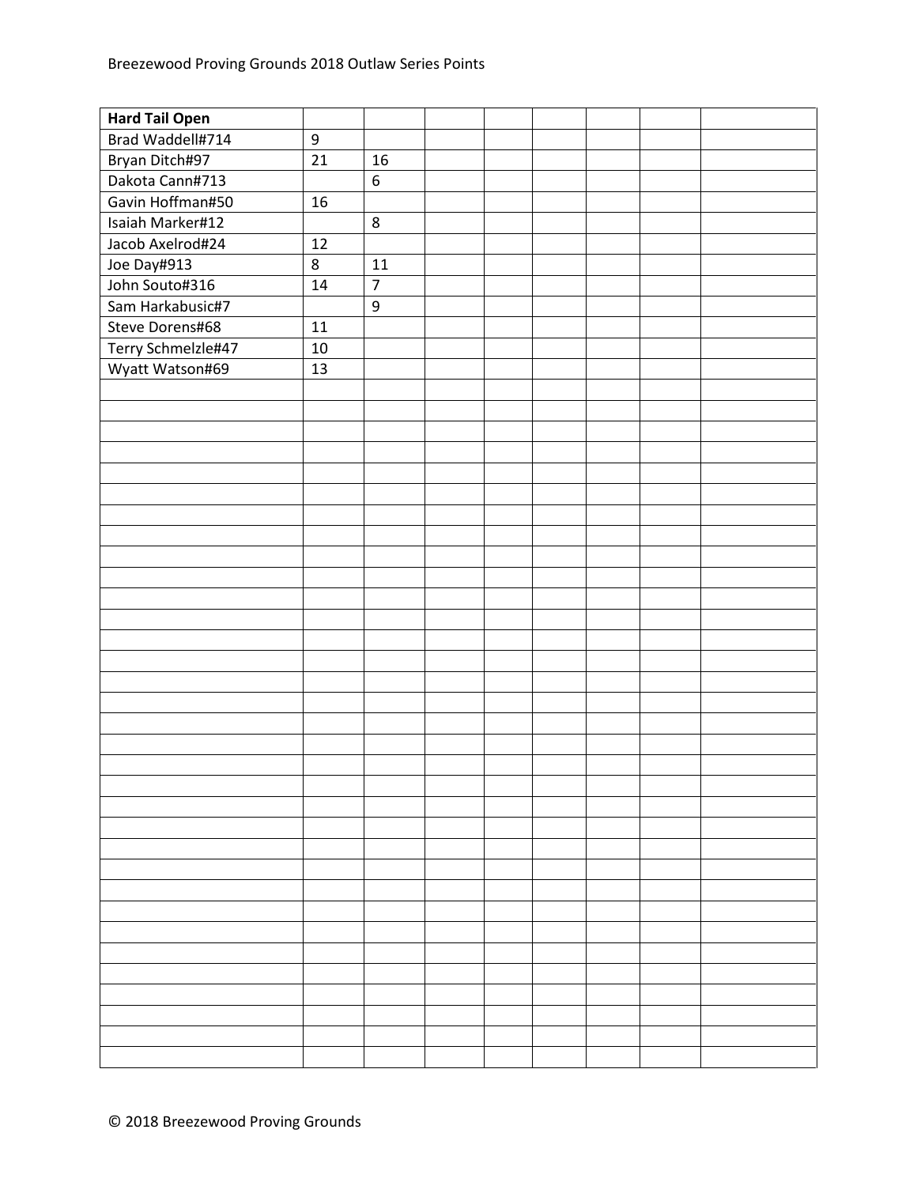| Hard Tail Open | | | | | | | | |
|---|---|---|---|---|---|---|---|---|
| Brad Waddell#714 | 9 | | | | | | | |
| Bryan Ditch#97 | 21 | 16 | | | | | | |
| Dakota Cann#713 | | 6 | | | | | | |
| Gavin Hoffman#50 | 16 | | | | | | | |
| Isaiah Marker#12 | | 8 | | | | | | |
| Jacob Axelrod#24 | 12 | | | | | | | |
| Joe Day#913 | 8 | 11 | | | | | | |
| John Souto#316 | 14 | 7 | | | | | | |
| Sam Harkabusic#7 | | 9 | | | | | | |
| Steve Dorens#68 | 11 | | | | | | | |
| Terry Schmelzle#47 | 10 | | | | | | | |
| Wyatt Watson#69 | 13 | | | | | | | |